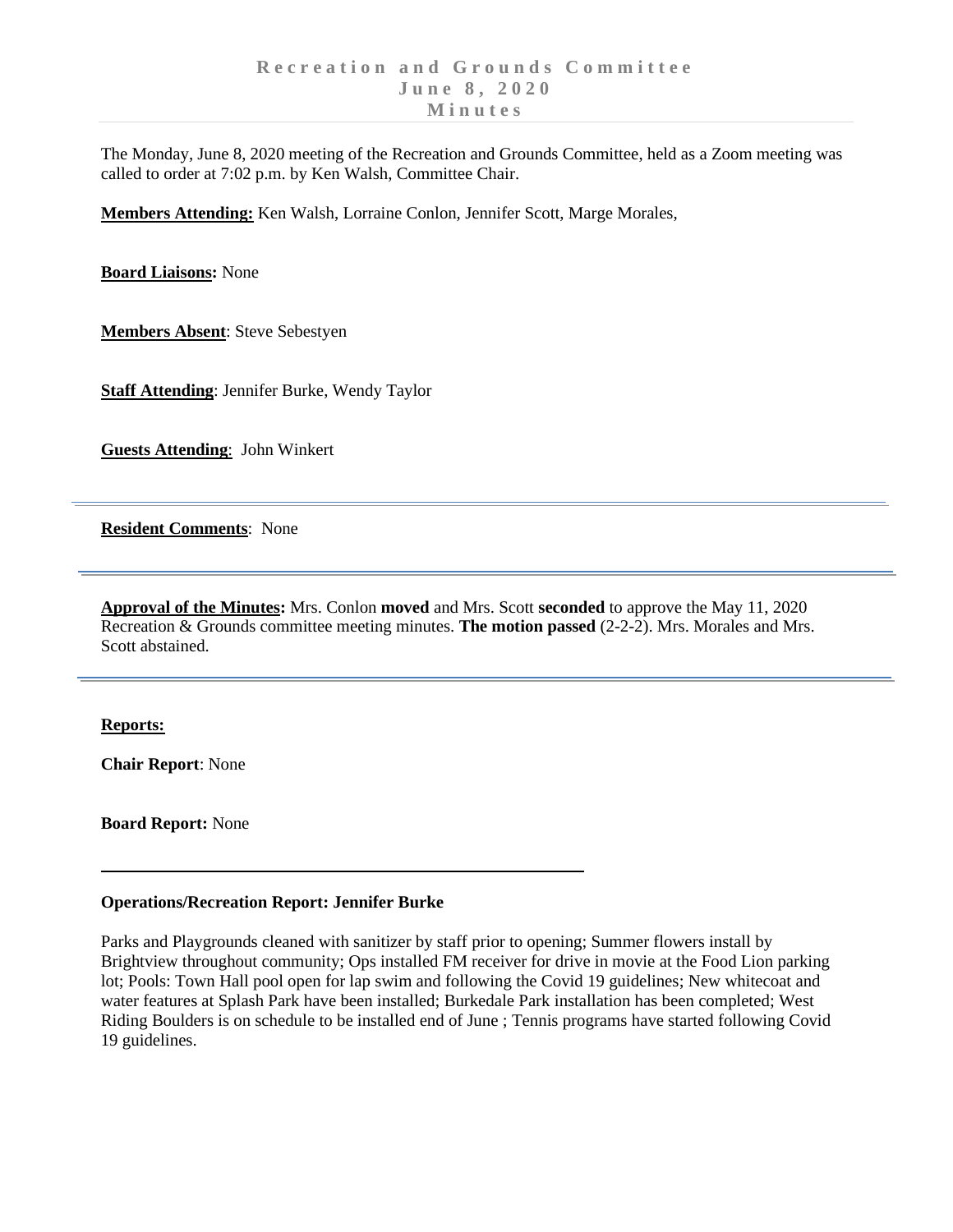# Recreation and Grounds Committee
## June 8, 2020
## Minutes

The Monday, June 8, 2020 meeting of the Recreation and Grounds Committee, held as a Zoom meeting was called to order at 7:02 p.m. by Ken Walsh, Committee Chair.

**Members Attending:** Ken Walsh, Lorraine Conlon, Jennifer Scott, Marge Morales,

**Board Liaisons:** None

**Members Absent**: Steve Sebestyen

**Staff Attending**: Jennifer Burke, Wendy Taylor

**Guests Attending**: John Winkert

---

**Resident Comments**: None

---

**Approval of the Minutes:** Mrs. Conlon **moved** and Mrs. Scott **seconded** to approve the May 11, 2020 Recreation & Grounds committee meeting minutes. **The motion passed** (2-2-2). Mrs. Morales and Mrs. Scott abstained.

---

**Reports:**

**Chair Report**: None

**Board Report:** None

---

**Operations/Recreation Report: Jennifer Burke**

Parks and Playgrounds cleaned with sanitizer by staff prior to opening; Summer flowers install by Brightview throughout community; Ops installed FM receiver for drive in movie at the Food Lion parking lot; Pools: Town Hall pool open for lap swim and following the Covid 19 guidelines; New whitecoat and water features at Splash Park have been installed; Burkedale Park installation has been completed; West Riding Boulders is on schedule to be installed end of June ; Tennis programs have started following Covid 19 guidelines.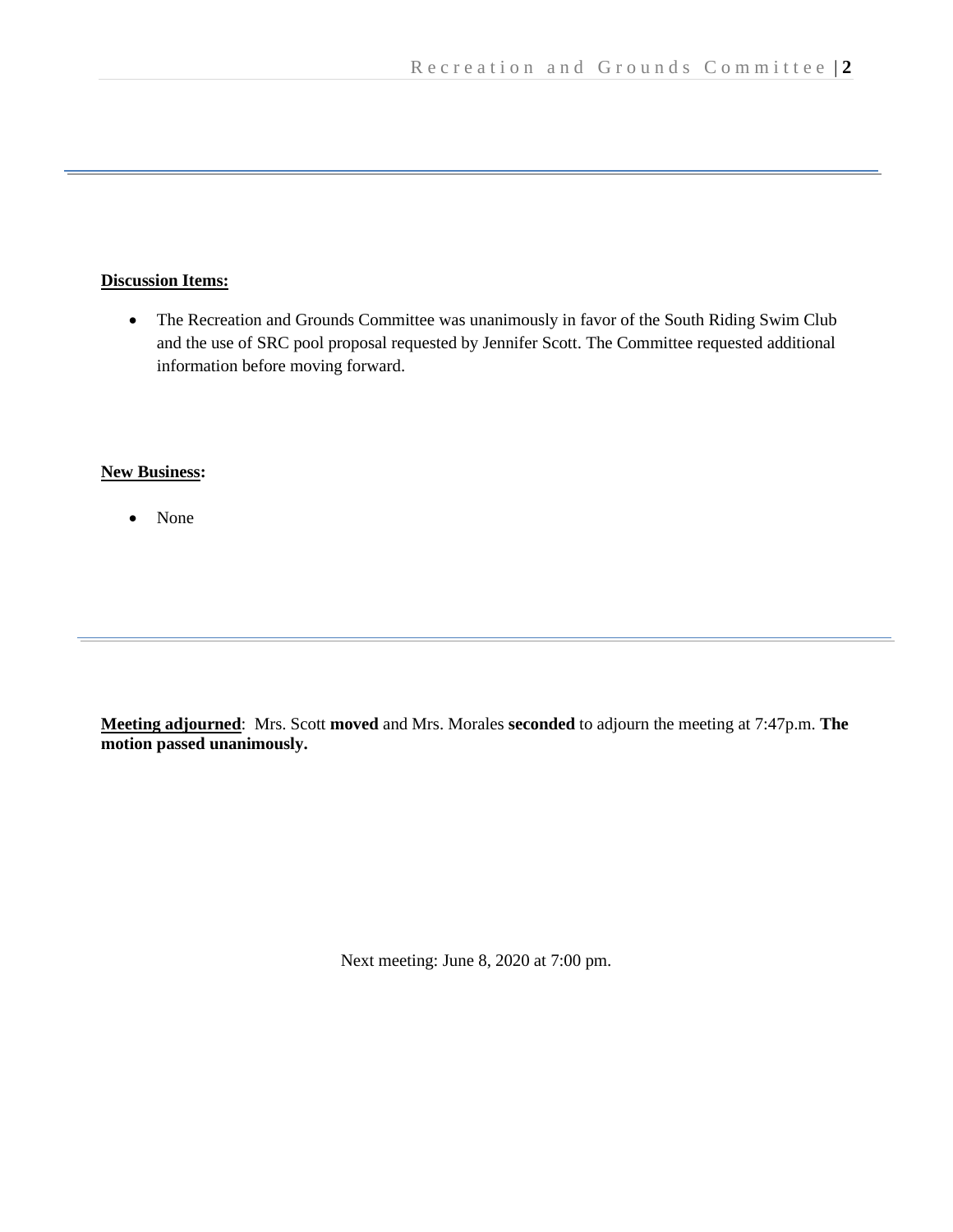**Discussion Items:**

- The Recreation and Grounds Committee was unanimously in favor of the South Riding Swim Club and the use of SRC pool proposal requested by Jennifer Scott. The Committee requested additional information before moving forward.

**New Business:**

- None

---

**Meeting adjourned**: Mrs. Scott **moved** and Mrs. Morales **seconded** to adjourn the meeting at 7:47p.m. **The motion passed unanimously.**

Next meeting: June 8, 2020 at 7:00 pm.